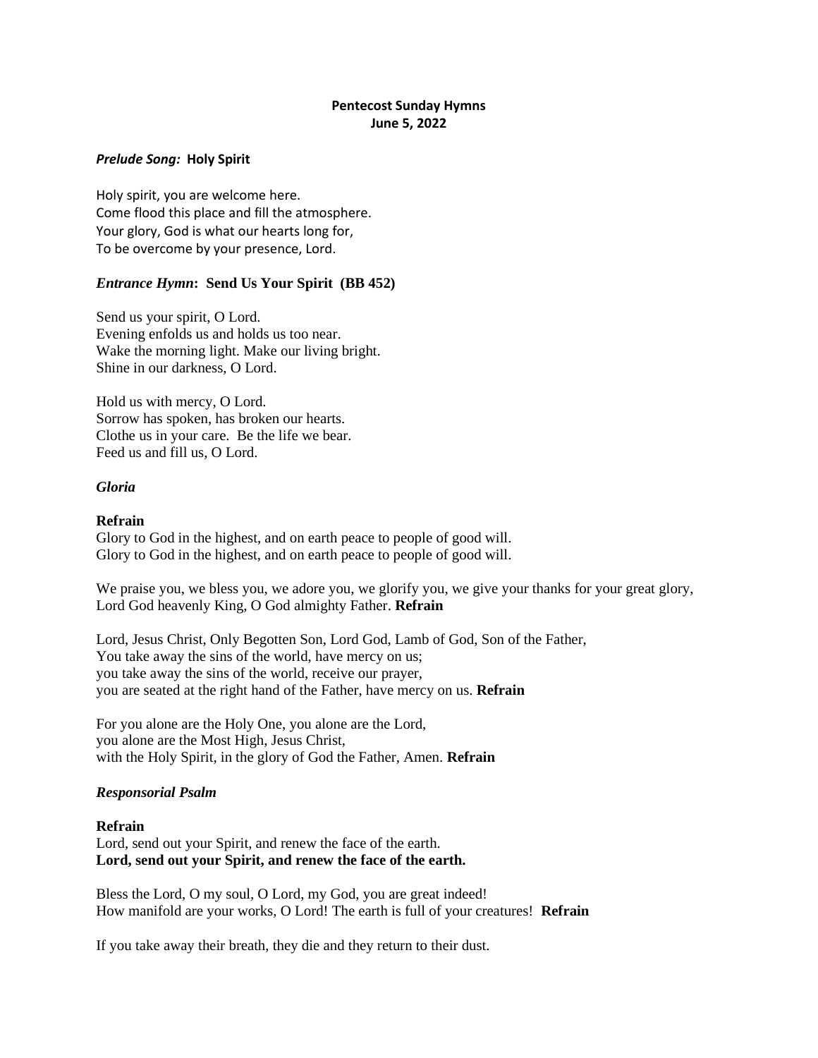# Pentecost Sunday Hymns
## June 5, 2022

***Prelude Song:* Holy Spirit**

Holy spirit, you are welcome here.
Come flood this place and fill the atmosphere.
Your glory, God is what our hearts long for,
To be overcome by your presence, Lord.

***Entrance Hymn*: Send Us Your Spirit (BB 452)**

Send us your spirit, O Lord.
Evening enfolds us and holds us too near.
Wake the morning light. Make our living bright.
Shine in our darkness, O Lord.

Hold us with mercy, O Lord.
Sorrow has spoken, has broken our hearts.
Clothe us in your care. Be the life we bear.
Feed us and fill us, O Lord.

***Gloria***

**Refrain**
Glory to God in the highest, and on earth peace to people of good will.
Glory to God in the highest, and on earth peace to people of good will.

We praise you, we bless you, we adore you, we glorify you, we give your thanks for your great glory,
Lord God heavenly King, O God almighty Father. **Refrain**

Lord, Jesus Christ, Only Begotten Son, Lord God, Lamb of God, Son of the Father,
You take away the sins of the world, have mercy on us;
you take away the sins of the world, receive our prayer,
you are seated at the right hand of the Father, have mercy on us. **Refrain**

For you alone are the Holy One, you alone are the Lord,
you alone are the Most High, Jesus Christ,
with the Holy Spirit, in the glory of God the Father, Amen. **Refrain**

***Responsorial Psalm***

**Refrain**
Lord, send out your Spirit, and renew the face of the earth.
**Lord, send out your Spirit, and renew the face of the earth.**

Bless the Lord, O my soul, O Lord, my God, you are great indeed!
How manifold are your works, O Lord! The earth is full of your creatures! **Refrain**

If you take away their breath, they die and they return to their dust.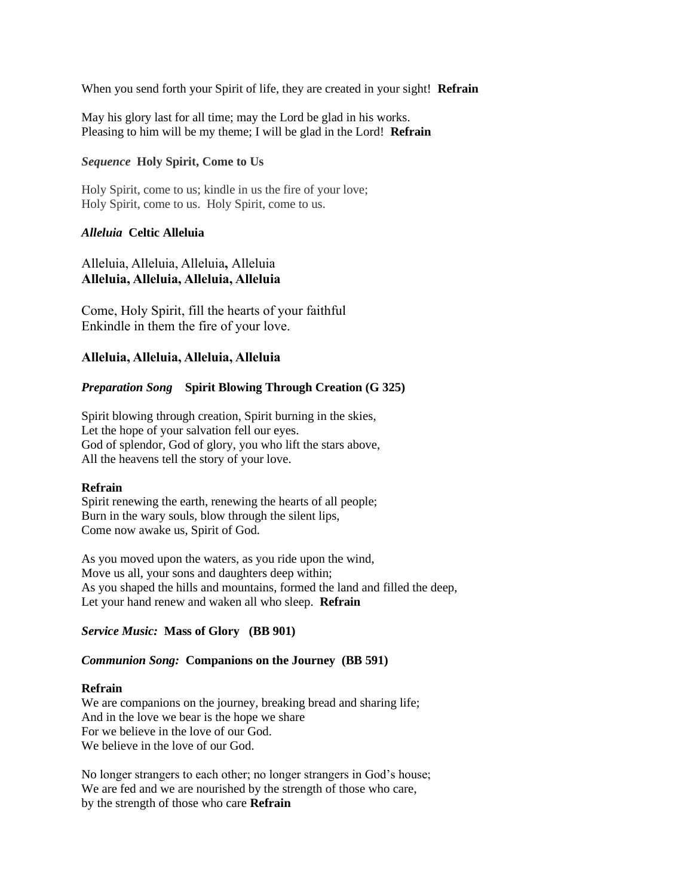When you send forth your Spirit of life, they are created in your sight! **Refrain**

May his glory last for all time; may the Lord be glad in his works.
Pleasing to him will be my theme; I will be glad in the Lord! **Refrain**

***Sequence* Holy Spirit, Come to Us**

Holy Spirit, come to us; kindle in us the fire of your love;
Holy Spirit, come to us. Holy Spirit, come to us.

***Alleluia* Celtic Alleluia**

Alleluia, Alleluia, Alleluia**,** Alleluia
**Alleluia, Alleluia, Alleluia, Alleluia**

Come, Holy Spirit, fill the hearts of your faithful
Enkindle in them the fire of your love.

**Alleluia, Alleluia, Alleluia, Alleluia**

***Preparation Song* Spirit Blowing Through Creation (G 325)**

Spirit blowing through creation, Spirit burning in the skies,
Let the hope of your salvation fell our eyes.
God of splendor, God of glory, you who lift the stars above,
All the heavens tell the story of your love.

**Refrain**
Spirit renewing the earth, renewing the hearts of all people;
Burn in the wary souls, blow through the silent lips,
Come now awake us, Spirit of God.

As you moved upon the waters, as you ride upon the wind,
Move us all, your sons and daughters deep within;
As you shaped the hills and mountains, formed the land and filled the deep,
Let your hand renew and waken all who sleep. **Refrain**

***Service Music:* Mass of Glory (BB 901)**

***Communion Song:* Companions on the Journey (BB 591)**

**Refrain**
We are companions on the journey, breaking bread and sharing life;
And in the love we bear is the hope we share
For we believe in the love of our God.
We believe in the love of our God.

No longer strangers to each other; no longer strangers in God's house;
We are fed and we are nourished by the strength of those who care,
by the strength of those who care **Refrain**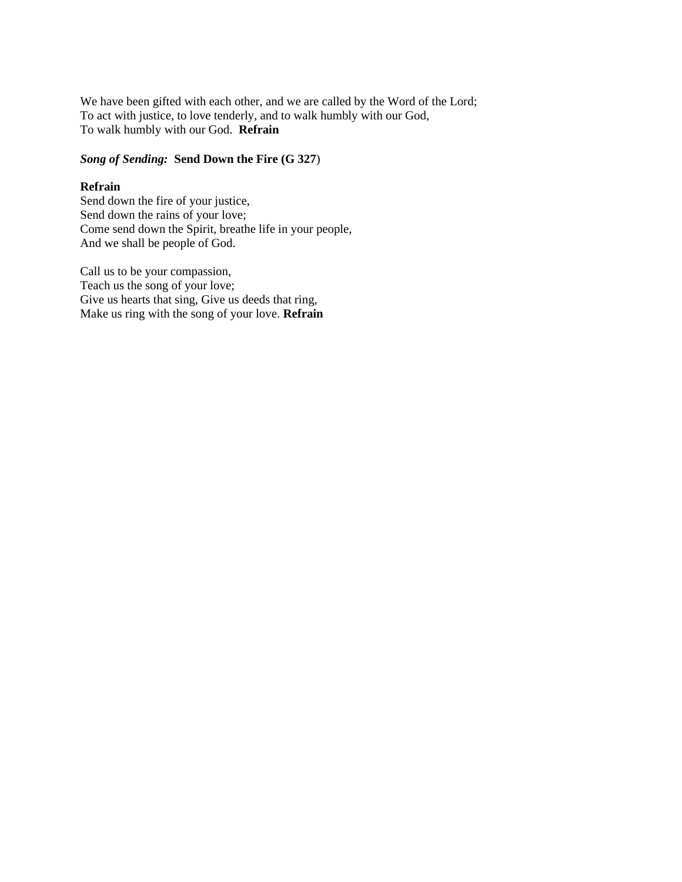We have been gifted with each other, and we are called by the Word of the Lord;
To act with justice, to love tenderly, and to walk humbly with our God,
To walk humbly with our God. **Refrain**

***Song of Sending:*** **Send Down the Fire (G 327**)

**Refrain**
Send down the fire of your justice,
Send down the rains of your love;
Come send down the Spirit, breathe life in your people,
And we shall be people of God.

Call us to be your compassion,
Teach us the song of your love;
Give us hearts that sing, Give us deeds that ring,
Make us ring with the song of your love. **Refrain**